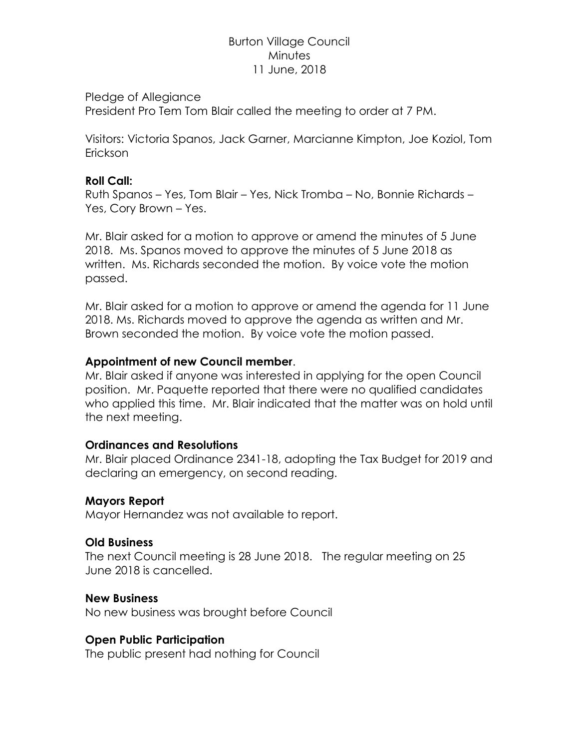# Burton Village Council
## Minutes
## 11 June, 2018

Pledge of Allegiance
President Pro Tem Tom Blair called the meeting to order at 7 PM.

Visitors: Victoria Spanos, Jack Garner, Marcianne Kimpton, Joe Koziol, Tom Erickson

**Roll Call:**
Ruth Spanos – Yes, Tom Blair – Yes, Nick Tromba – No, Bonnie Richards – Yes, Cory Brown – Yes.

Mr. Blair asked for a motion to approve or amend the minutes of 5 June 2018. Ms. Spanos moved to approve the minutes of 5 June 2018 as written. Ms. Richards seconded the motion. By voice vote the motion passed.

Mr. Blair asked for a motion to approve or amend the agenda for 11 June 2018. Ms. Richards moved to approve the agenda as written and Mr. Brown seconded the motion. By voice vote the motion passed.

**Appointment of new Council member**.
Mr. Blair asked if anyone was interested in applying for the open Council position. Mr. Paquette reported that there were no qualified candidates who applied this time. Mr. Blair indicated that the matter was on hold until the next meeting.

**Ordinances and Resolutions**
Mr. Blair placed Ordinance 2341-18, adopting the Tax Budget for 2019 and declaring an emergency, on second reading.

**Mayors Report**
Mayor Hernandez was not available to report.

**Old Business**
The next Council meeting is 28 June 2018. The regular meeting on 25 June 2018 is cancelled.

**New Business**
No new business was brought before Council

**Open Public Participation**
The public present had nothing for Council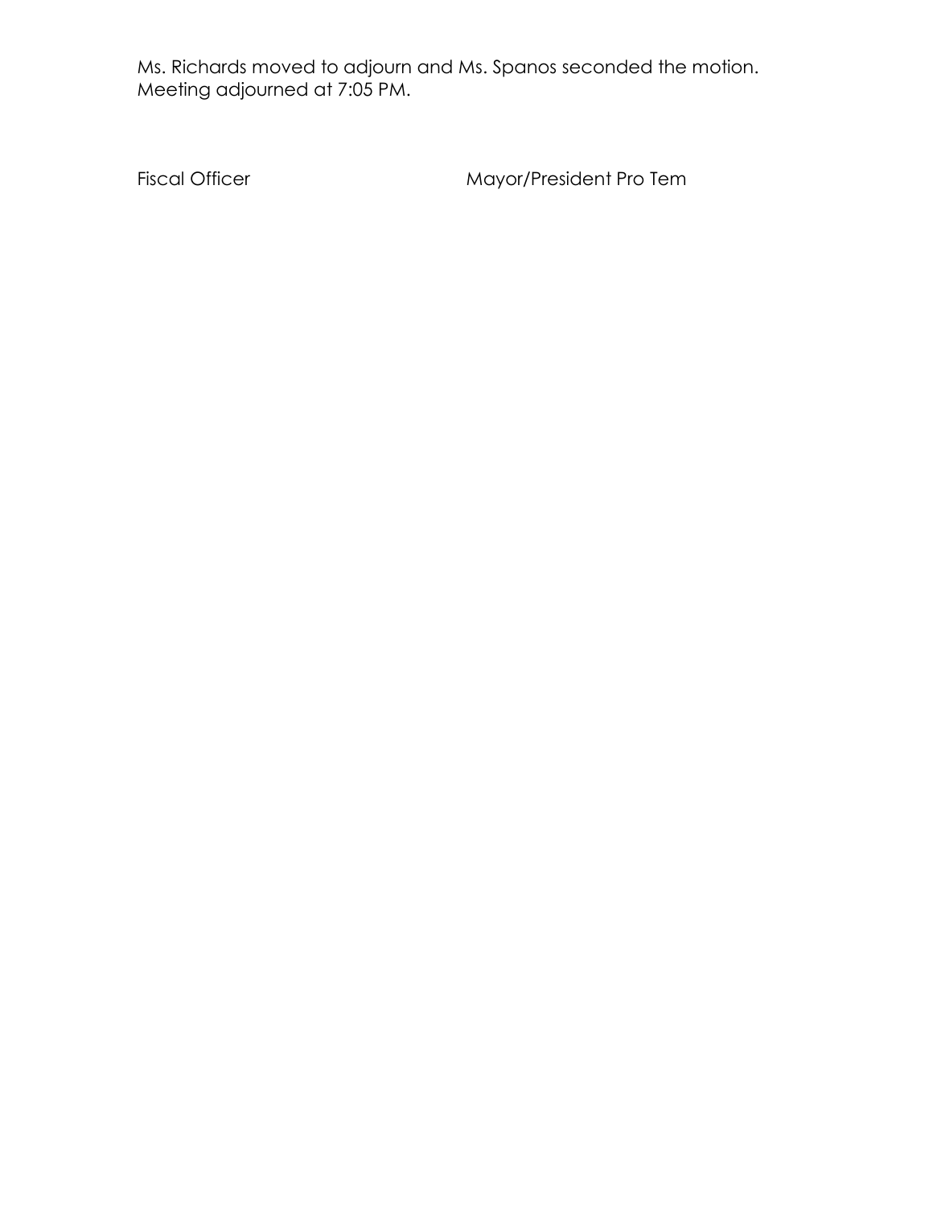Ms. Richards moved to adjourn and Ms. Spanos seconded the motion.
Meeting adjourned at 7:05 PM.

Fiscal Officer

Mayor/President Pro Tem